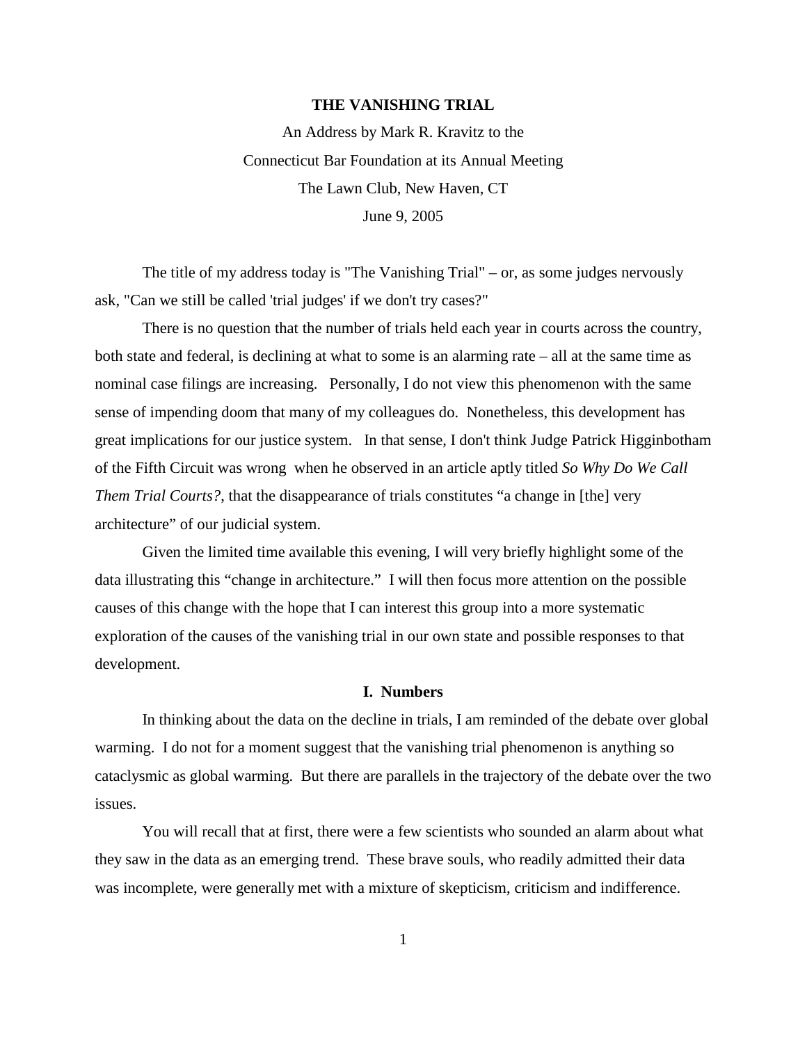# THE VANISHING TRIAL

An Address by Mark R. Kravitz to the
Connecticut Bar Foundation at its Annual Meeting
The Lawn Club, New Haven, CT
June 9, 2005

The title of my address today is "The Vanishing Trial" – or, as some judges nervously ask, "Can we still be called 'trial judges' if we don't try cases?"

There is no question that the number of trials held each year in courts across the country, both state and federal, is declining at what to some is an alarming rate – all at the same time as nominal case filings are increasing. Personally, I do not view this phenomenon with the same sense of impending doom that many of my colleagues do. Nonetheless, this development has great implications for our justice system. In that sense, I don't think Judge Patrick Higginbotham of the Fifth Circuit was wrong when he observed in an article aptly titled *So Why Do We Call Them Trial Courts?*, that the disappearance of trials constitutes "a change in [the] very architecture" of our judicial system.

Given the limited time available this evening, I will very briefly highlight some of the data illustrating this "change in architecture." I will then focus more attention on the possible causes of this change with the hope that I can interest this group into a more systematic exploration of the causes of the vanishing trial in our own state and possible responses to that development.

## I. Numbers

In thinking about the data on the decline in trials, I am reminded of the debate over global warming. I do not for a moment suggest that the vanishing trial phenomenon is anything so cataclysmic as global warming. But there are parallels in the trajectory of the debate over the two issues.

You will recall that at first, there were a few scientists who sounded an alarm about what they saw in the data as an emerging trend. These brave souls, who readily admitted their data was incomplete, were generally met with a mixture of skepticism, criticism and indifference.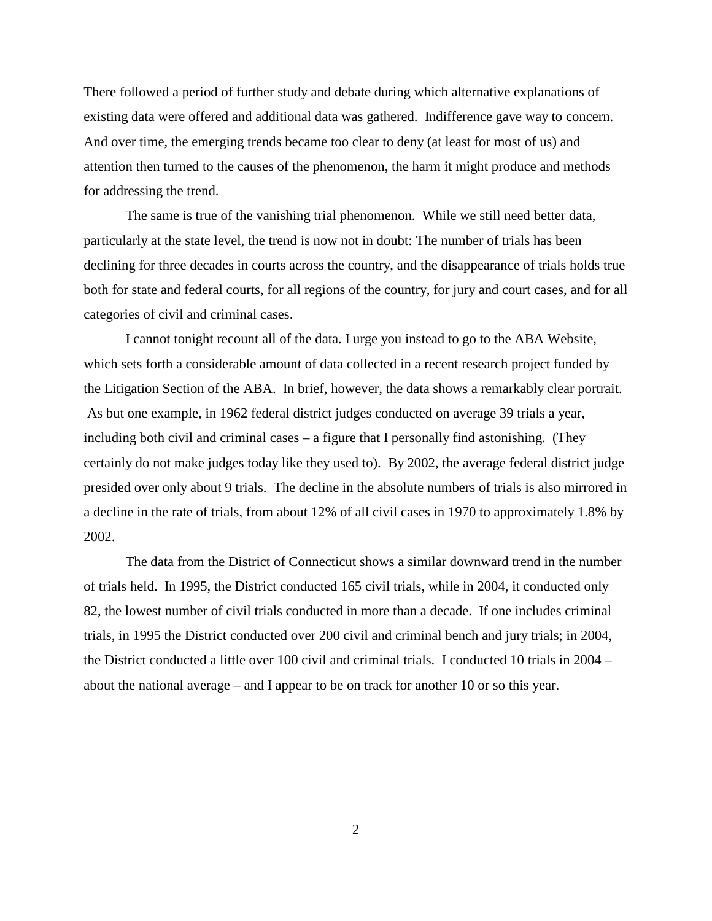There followed a period of further study and debate during which alternative explanations of existing data were offered and additional data was gathered. Indifference gave way to concern. And over time, the emerging trends became too clear to deny (at least for most of us) and attention then turned to the causes of the phenomenon, the harm it might produce and methods for addressing the trend.

The same is true of the vanishing trial phenomenon. While we still need better data, particularly at the state level, the trend is now not in doubt: The number of trials has been declining for three decades in courts across the country, and the disappearance of trials holds true both for state and federal courts, for all regions of the country, for jury and court cases, and for all categories of civil and criminal cases.

I cannot tonight recount all of the data. I urge you instead to go to the ABA Website, which sets forth a considerable amount of data collected in a recent research project funded by the Litigation Section of the ABA. In brief, however, the data shows a remarkably clear portrait. As but one example, in 1962 federal district judges conducted on average 39 trials a year, including both civil and criminal cases – a figure that I personally find astonishing. (They certainly do not make judges today like they used to). By 2002, the average federal district judge presided over only about 9 trials. The decline in the absolute numbers of trials is also mirrored in a decline in the rate of trials, from about 12% of all civil cases in 1970 to approximately 1.8% by 2002.

The data from the District of Connecticut shows a similar downward trend in the number of trials held. In 1995, the District conducted 165 civil trials, while in 2004, it conducted only 82, the lowest number of civil trials conducted in more than a decade. If one includes criminal trials, in 1995 the District conducted over 200 civil and criminal bench and jury trials; in 2004, the District conducted a little over 100 civil and criminal trials. I conducted 10 trials in 2004 – about the national average – and I appear to be on track for another 10 or so this year.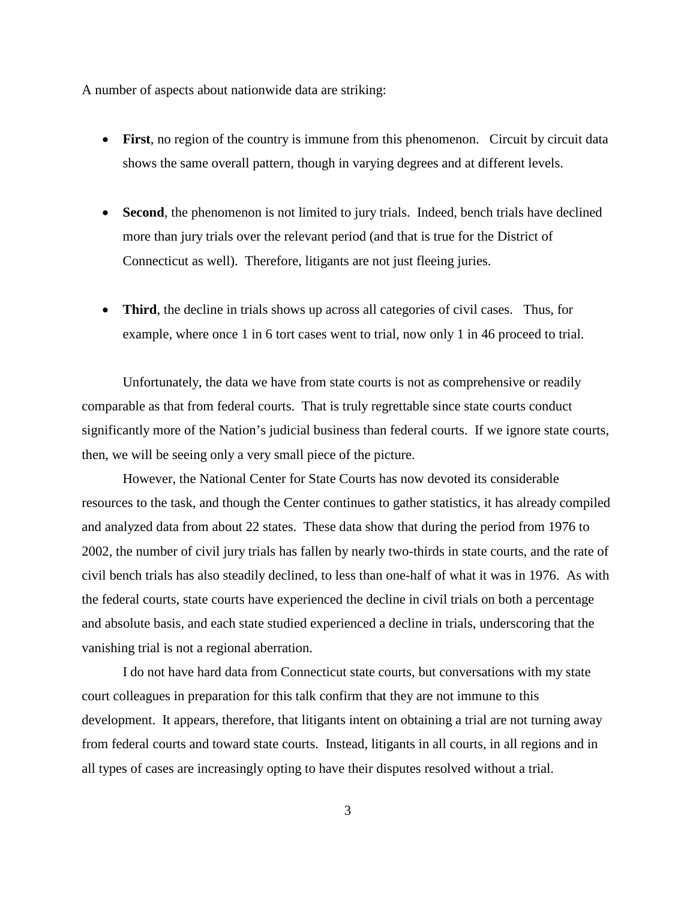A number of aspects about nationwide data are striking:

- **First**, no region of the country is immune from this phenomenon. Circuit by circuit data shows the same overall pattern, though in varying degrees and at different levels.

- **Second**, the phenomenon is not limited to jury trials. Indeed, bench trials have declined more than jury trials over the relevant period (and that is true for the District of Connecticut as well). Therefore, litigants are not just fleeing juries.

- **Third**, the decline in trials shows up across all categories of civil cases. Thus, for example, where once 1 in 6 tort cases went to trial, now only 1 in 46 proceed to trial.

Unfortunately, the data we have from state courts is not as comprehensive or readily comparable as that from federal courts. That is truly regrettable since state courts conduct significantly more of the Nation's judicial business than federal courts. If we ignore state courts, then, we will be seeing only a very small piece of the picture.

However, the National Center for State Courts has now devoted its considerable resources to the task, and though the Center continues to gather statistics, it has already compiled and analyzed data from about 22 states. These data show that during the period from 1976 to 2002, the number of civil jury trials has fallen by nearly two-thirds in state courts, and the rate of civil bench trials has also steadily declined, to less than one-half of what it was in 1976. As with the federal courts, state courts have experienced the decline in civil trials on both a percentage and absolute basis, and each state studied experienced a decline in trials, underscoring that the vanishing trial is not a regional aberration.

I do not have hard data from Connecticut state courts, but conversations with my state court colleagues in preparation for this talk confirm that they are not immune to this development. It appears, therefore, that litigants intent on obtaining a trial are not turning away from federal courts and toward state courts. Instead, litigants in all courts, in all regions and in all types of cases are increasingly opting to have their disputes resolved without a trial.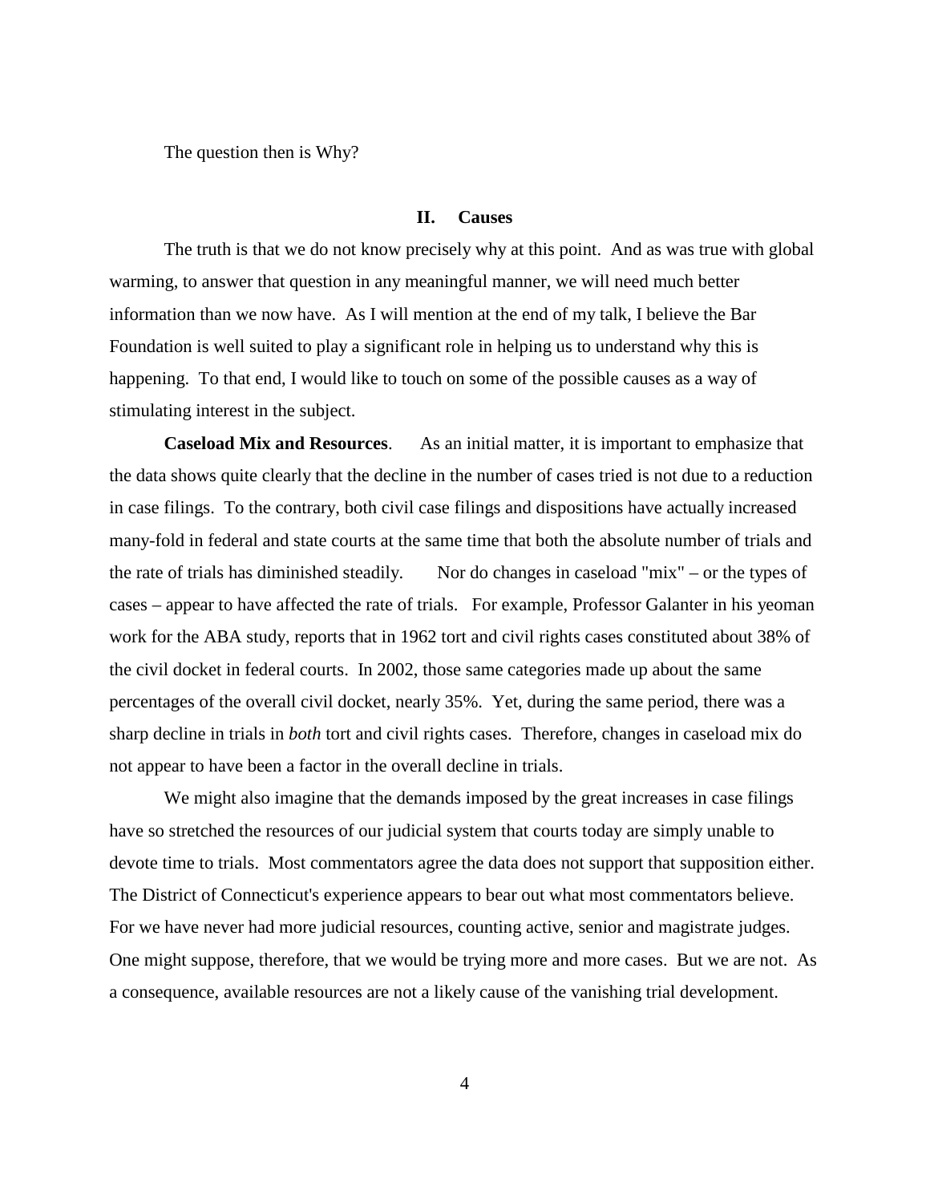The question then is Why?

## II. Causes

The truth is that we do not know precisely why at this point. And as was true with global warming, to answer that question in any meaningful manner, we will need much better information than we now have. As I will mention at the end of my talk, I believe the Bar Foundation is well suited to play a significant role in helping us to understand why this is happening. To that end, I would like to touch on some of the possible causes as a way of stimulating interest in the subject.

**Caseload Mix and Resources**. As an initial matter, it is important to emphasize that the data shows quite clearly that the decline in the number of cases tried is not due to a reduction in case filings. To the contrary, both civil case filings and dispositions have actually increased many-fold in federal and state courts at the same time that both the absolute number of trials and the rate of trials has diminished steadily. Nor do changes in caseload "mix" – or the types of cases – appear to have affected the rate of trials. For example, Professor Galanter in his yeoman work for the ABA study, reports that in 1962 tort and civil rights cases constituted about 38% of the civil docket in federal courts. In 2002, those same categories made up about the same percentages of the overall civil docket, nearly 35%. Yet, during the same period, there was a sharp decline in trials in *both* tort and civil rights cases. Therefore, changes in caseload mix do not appear to have been a factor in the overall decline in trials.

We might also imagine that the demands imposed by the great increases in case filings have so stretched the resources of our judicial system that courts today are simply unable to devote time to trials. Most commentators agree the data does not support that supposition either. The District of Connecticut's experience appears to bear out what most commentators believe. For we have never had more judicial resources, counting active, senior and magistrate judges. One might suppose, therefore, that we would be trying more and more cases. But we are not. As a consequence, available resources are not a likely cause of the vanishing trial development.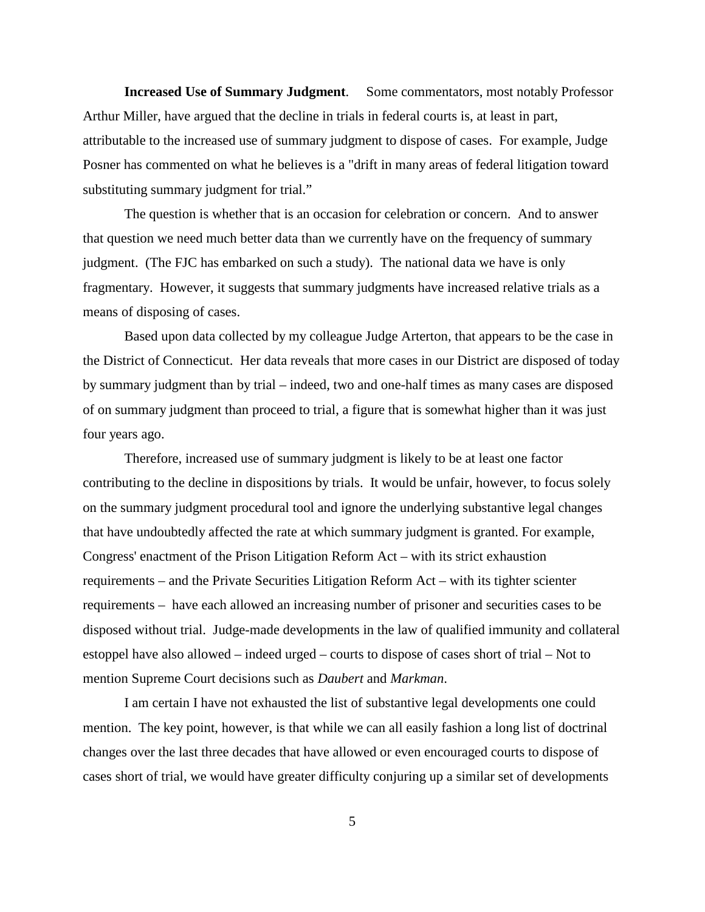**Increased Use of Summary Judgment**. Some commentators, most notably Professor Arthur Miller, have argued that the decline in trials in federal courts is, at least in part, attributable to the increased use of summary judgment to dispose of cases. For example, Judge Posner has commented on what he believes is a "drift in many areas of federal litigation toward substituting summary judgment for trial."

The question is whether that is an occasion for celebration or concern. And to answer that question we need much better data than we currently have on the frequency of summary judgment. (The FJC has embarked on such a study). The national data we have is only fragmentary. However, it suggests that summary judgments have increased relative trials as a means of disposing of cases.

Based upon data collected by my colleague Judge Arterton, that appears to be the case in the District of Connecticut. Her data reveals that more cases in our District are disposed of today by summary judgment than by trial – indeed, two and one-half times as many cases are disposed of on summary judgment than proceed to trial, a figure that is somewhat higher than it was just four years ago.

Therefore, increased use of summary judgment is likely to be at least one factor contributing to the decline in dispositions by trials. It would be unfair, however, to focus solely on the summary judgment procedural tool and ignore the underlying substantive legal changes that have undoubtedly affected the rate at which summary judgment is granted. For example, Congress' enactment of the Prison Litigation Reform Act – with its strict exhaustion requirements – and the Private Securities Litigation Reform Act – with its tighter scienter requirements – have each allowed an increasing number of prisoner and securities cases to be disposed without trial. Judge-made developments in the law of qualified immunity and collateral estoppel have also allowed – indeed urged – courts to dispose of cases short of trial – Not to mention Supreme Court decisions such as *Daubert* and *Markman*.

I am certain I have not exhausted the list of substantive legal developments one could mention. The key point, however, is that while we can all easily fashion a long list of doctrinal changes over the last three decades that have allowed or even encouraged courts to dispose of cases short of trial, we would have greater difficulty conjuring up a similar set of developments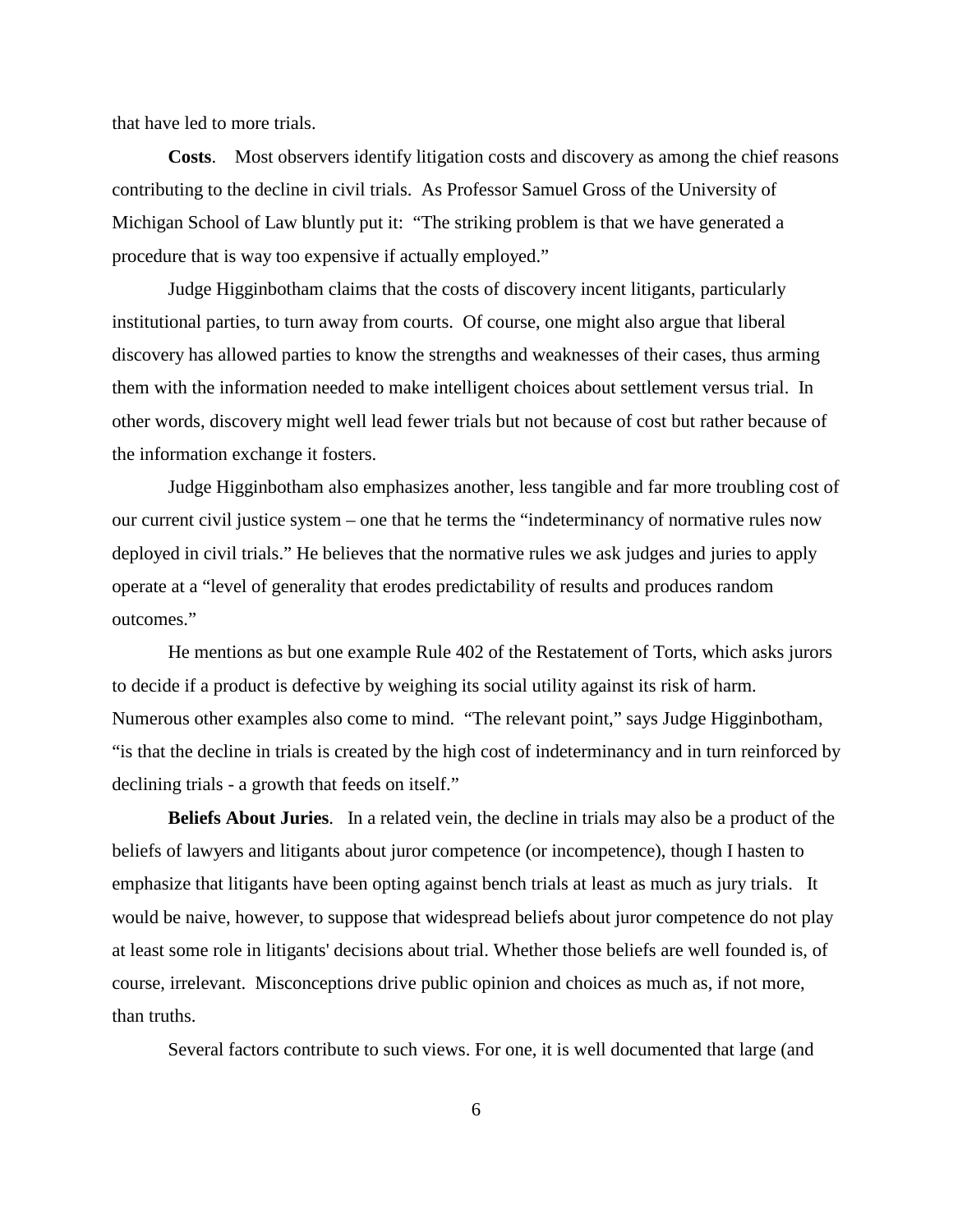that have led to more trials.

**Costs**. Most observers identify litigation costs and discovery as among the chief reasons contributing to the decline in civil trials. As Professor Samuel Gross of the University of Michigan School of Law bluntly put it: "The striking problem is that we have generated a procedure that is way too expensive if actually employed."

Judge Higginbotham claims that the costs of discovery incent litigants, particularly institutional parties, to turn away from courts. Of course, one might also argue that liberal discovery has allowed parties to know the strengths and weaknesses of their cases, thus arming them with the information needed to make intelligent choices about settlement versus trial. In other words, discovery might well lead fewer trials but not because of cost but rather because of the information exchange it fosters.

Judge Higginbotham also emphasizes another, less tangible and far more troubling cost of our current civil justice system – one that he terms the "indeterminancy of normative rules now deployed in civil trials." He believes that the normative rules we ask judges and juries to apply operate at a "level of generality that erodes predictability of results and produces random outcomes."

He mentions as but one example Rule 402 of the Restatement of Torts, which asks jurors to decide if a product is defective by weighing its social utility against its risk of harm. Numerous other examples also come to mind. "The relevant point," says Judge Higginbotham, "is that the decline in trials is created by the high cost of indeterminancy and in turn reinforced by declining trials - a growth that feeds on itself."

**Beliefs About Juries**. In a related vein, the decline in trials may also be a product of the beliefs of lawyers and litigants about juror competence (or incompetence), though I hasten to emphasize that litigants have been opting against bench trials at least as much as jury trials. It would be naive, however, to suppose that widespread beliefs about juror competence do not play at least some role in litigants' decisions about trial. Whether those beliefs are well founded is, of course, irrelevant. Misconceptions drive public opinion and choices as much as, if not more, than truths.

Several factors contribute to such views. For one, it is well documented that large (and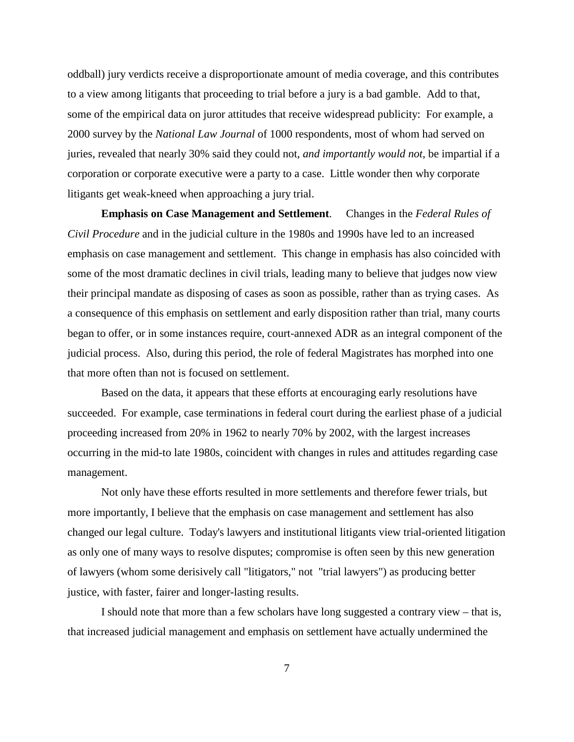oddball) jury verdicts receive a disproportionate amount of media coverage, and this contributes to a view among litigants that proceeding to trial before a jury is a bad gamble. Add to that, some of the empirical data on juror attitudes that receive widespread publicity: For example, a 2000 survey by the *National Law Journal* of 1000 respondents, most of whom had served on juries, revealed that nearly 30% said they could not, *and importantly would not*, be impartial if a corporation or corporate executive were a party to a case. Little wonder then why corporate litigants get weak-kneed when approaching a jury trial.

**Emphasis on Case Management and Settlement**. Changes in the *Federal Rules of Civil Procedure* and in the judicial culture in the 1980s and 1990s have led to an increased emphasis on case management and settlement. This change in emphasis has also coincided with some of the most dramatic declines in civil trials, leading many to believe that judges now view their principal mandate as disposing of cases as soon as possible, rather than as trying cases. As a consequence of this emphasis on settlement and early disposition rather than trial, many courts began to offer, or in some instances require, court-annexed ADR as an integral component of the judicial process. Also, during this period, the role of federal Magistrates has morphed into one that more often than not is focused on settlement.

Based on the data, it appears that these efforts at encouraging early resolutions have succeeded. For example, case terminations in federal court during the earliest phase of a judicial proceeding increased from 20% in 1962 to nearly 70% by 2002, with the largest increases occurring in the mid-to late 1980s, coincident with changes in rules and attitudes regarding case management.

Not only have these efforts resulted in more settlements and therefore fewer trials, but more importantly, I believe that the emphasis on case management and settlement has also changed our legal culture. Today's lawyers and institutional litigants view trial-oriented litigation as only one of many ways to resolve disputes; compromise is often seen by this new generation of lawyers (whom some derisively call "litigators," not "trial lawyers") as producing better justice, with faster, fairer and longer-lasting results.

I should note that more than a few scholars have long suggested a contrary view – that is, that increased judicial management and emphasis on settlement have actually undermined the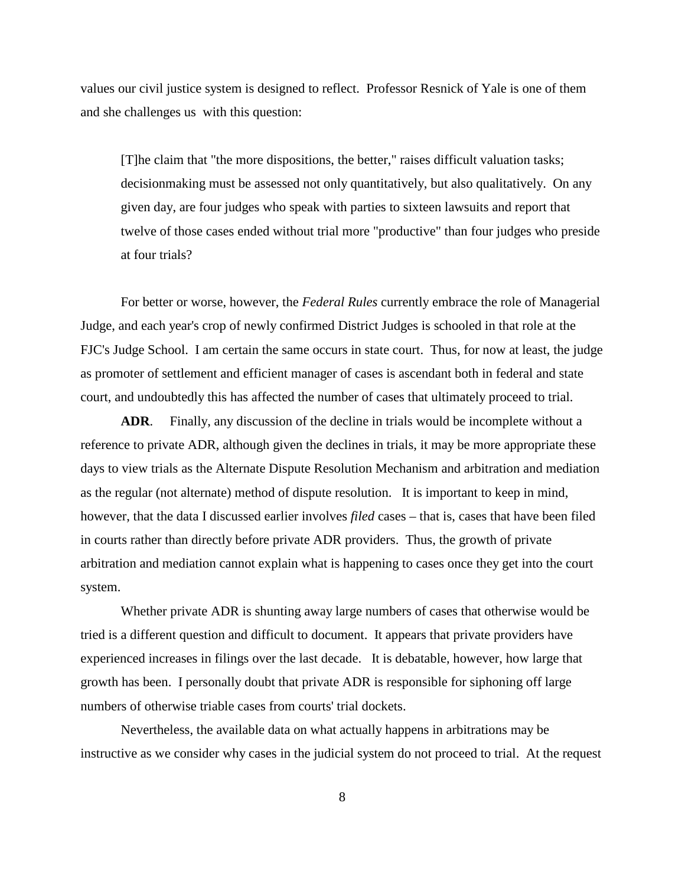values our civil justice system is designed to reflect. Professor Resnick of Yale is one of them and she challenges us with this question:

> [T]he claim that "the more dispositions, the better," raises difficult valuation tasks; decisionmaking must be assessed not only quantitatively, but also qualitatively. On any given day, are four judges who speak with parties to sixteen lawsuits and report that twelve of those cases ended without trial more "productive" than four judges who preside at four trials?

For better or worse, however, the *Federal Rules* currently embrace the role of Managerial Judge, and each year's crop of newly confirmed District Judges is schooled in that role at the FJC's Judge School. I am certain the same occurs in state court. Thus, for now at least, the judge as promoter of settlement and efficient manager of cases is ascendant both in federal and state court, and undoubtedly this has affected the number of cases that ultimately proceed to trial.

**ADR**. Finally, any discussion of the decline in trials would be incomplete without a reference to private ADR, although given the declines in trials, it may be more appropriate these days to view trials as the Alternate Dispute Resolution Mechanism and arbitration and mediation as the regular (not alternate) method of dispute resolution. It is important to keep in mind, however, that the data I discussed earlier involves *filed* cases – that is, cases that have been filed in courts rather than directly before private ADR providers. Thus, the growth of private arbitration and mediation cannot explain what is happening to cases once they get into the court system.

Whether private ADR is shunting away large numbers of cases that otherwise would be tried is a different question and difficult to document. It appears that private providers have experienced increases in filings over the last decade. It is debatable, however, how large that growth has been. I personally doubt that private ADR is responsible for siphoning off large numbers of otherwise triable cases from courts' trial dockets.

Nevertheless, the available data on what actually happens in arbitrations may be instructive as we consider why cases in the judicial system do not proceed to trial. At the request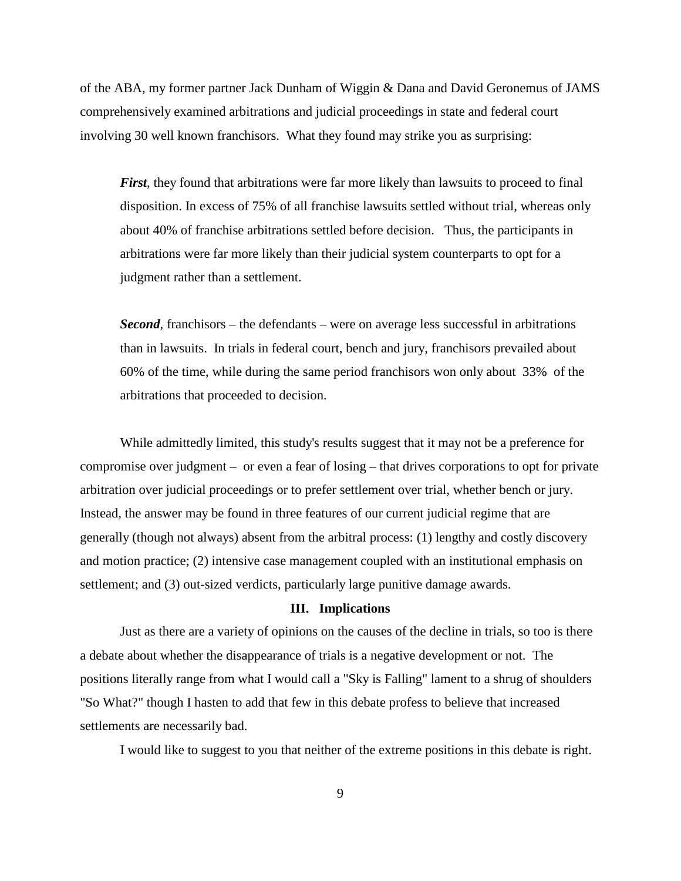of the ABA, my former partner Jack Dunham of Wiggin & Dana and David Geronemus of JAMS comprehensively examined arbitrations and judicial proceedings in state and federal court involving 30 well known franchisors. What they found may strike you as surprising:

> ***First***, they found that arbitrations were far more likely than lawsuits to proceed to final disposition. In excess of 75% of all franchise lawsuits settled without trial, whereas only about 40% of franchise arbitrations settled before decision. Thus, the participants in arbitrations were far more likely than their judicial system counterparts to opt for a judgment rather than a settlement.
>
> ***Second***, franchisors – the defendants – were on average less successful in arbitrations than in lawsuits. In trials in federal court, bench and jury, franchisors prevailed about 60% of the time, while during the same period franchisors won only about 33% of the arbitrations that proceeded to decision.

While admittedly limited, this study's results suggest that it may not be a preference for compromise over judgment – or even a fear of losing – that drives corporations to opt for private arbitration over judicial proceedings or to prefer settlement over trial, whether bench or jury. Instead, the answer may be found in three features of our current judicial regime that are generally (though not always) absent from the arbitral process: (1) lengthy and costly discovery and motion practice; (2) intensive case management coupled with an institutional emphasis on settlement; and (3) out-sized verdicts, particularly large punitive damage awards.

## III. Implications

Just as there are a variety of opinions on the causes of the decline in trials, so too is there a debate about whether the disappearance of trials is a negative development or not. The positions literally range from what I would call a "Sky is Falling" lament to a shrug of shoulders "So What?" though I hasten to add that few in this debate profess to believe that increased settlements are necessarily bad.

I would like to suggest to you that neither of the extreme positions in this debate is right.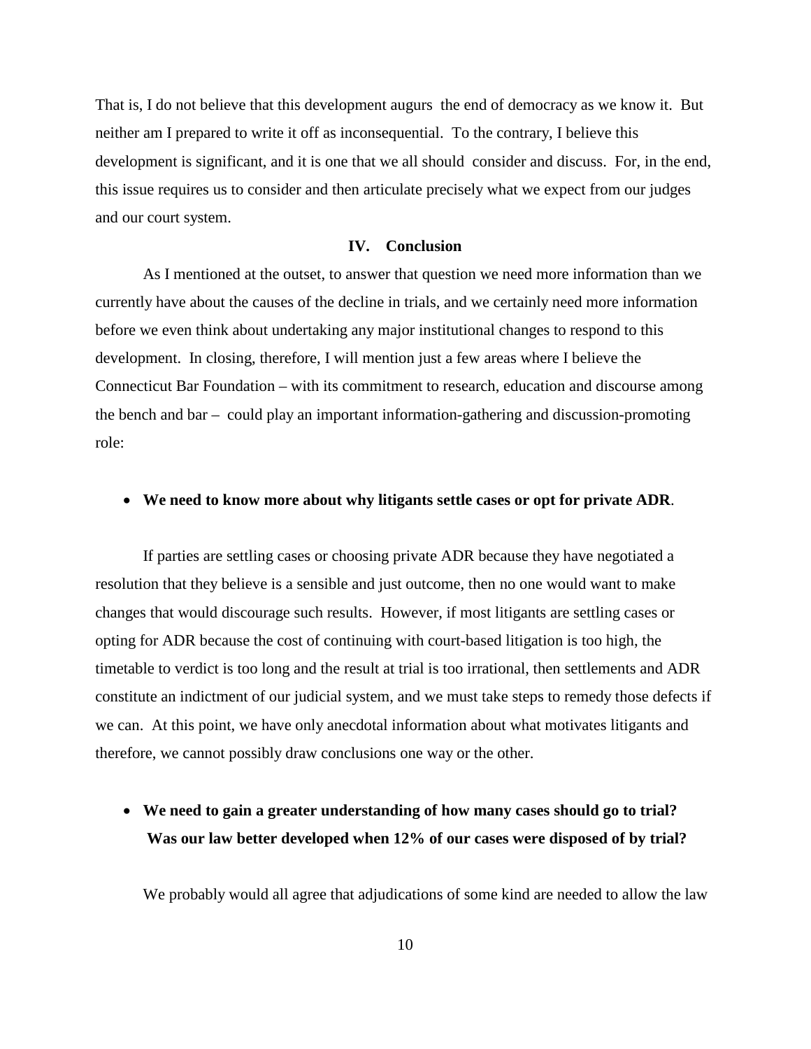That is, I do not believe that this development augurs the end of democracy as we know it. But neither am I prepared to write it off as inconsequential. To the contrary, I believe this development is significant, and it is one that we all should consider and discuss. For, in the end, this issue requires us to consider and then articulate precisely what we expect from our judges and our court system.

## IV. Conclusion

As I mentioned at the outset, to answer that question we need more information than we currently have about the causes of the decline in trials, and we certainly need more information before we even think about undertaking any major institutional changes to respond to this development. In closing, therefore, I will mention just a few areas where I believe the Connecticut Bar Foundation – with its commitment to research, education and discourse among the bench and bar – could play an important information-gathering and discussion-promoting role:

- **We need to know more about why litigants settle cases or opt for private ADR**.

If parties are settling cases or choosing private ADR because they have negotiated a resolution that they believe is a sensible and just outcome, then no one would want to make changes that would discourage such results. However, if most litigants are settling cases or opting for ADR because the cost of continuing with court-based litigation is too high, the timetable to verdict is too long and the result at trial is too irrational, then settlements and ADR constitute an indictment of our judicial system, and we must take steps to remedy those defects if we can. At this point, we have only anecdotal information about what motivates litigants and therefore, we cannot possibly draw conclusions one way or the other.

- **We need to gain a greater understanding of how many cases should go to trial? Was our law better developed when 12% of our cases were disposed of by trial?**

We probably would all agree that adjudications of some kind are needed to allow the law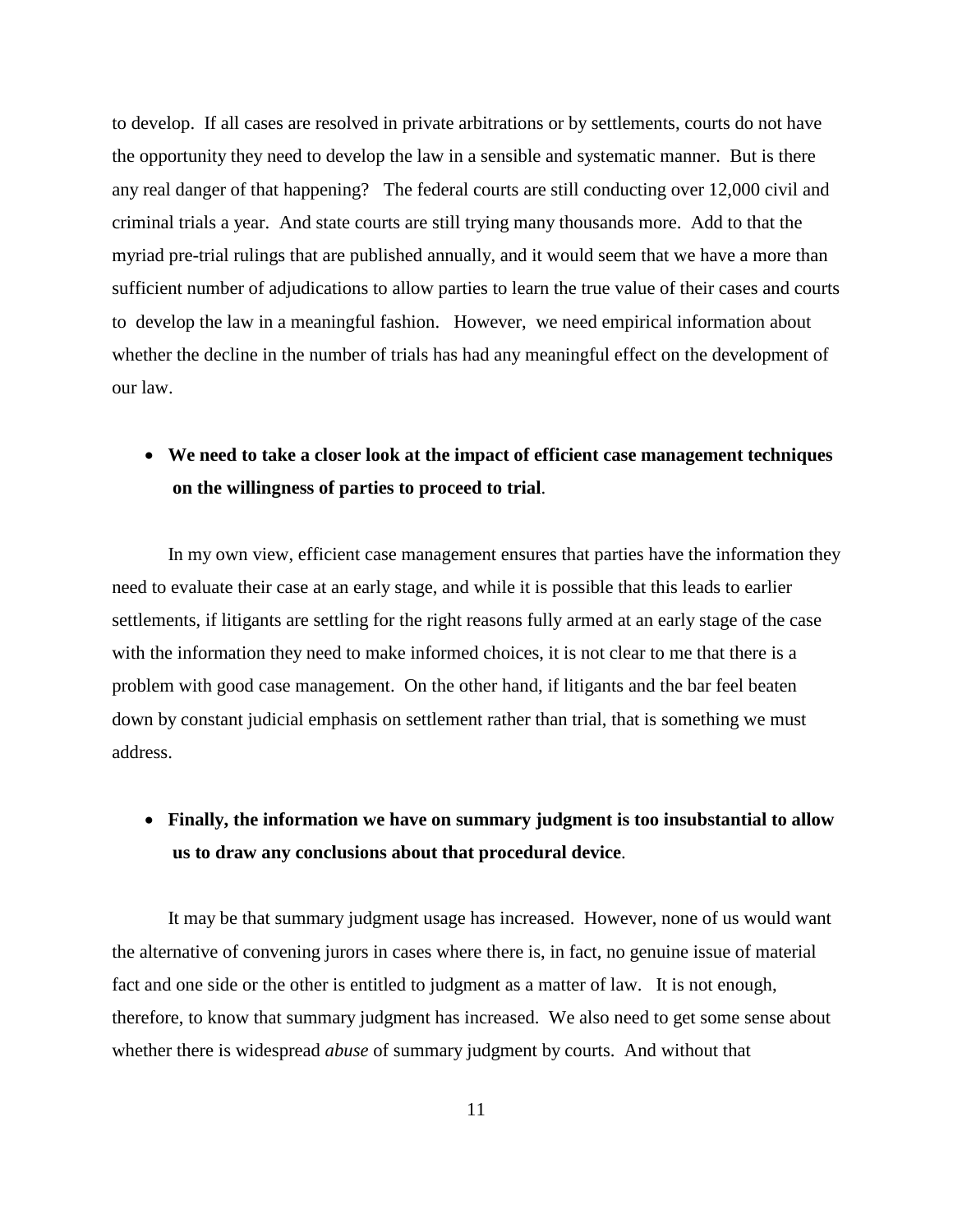to develop. If all cases are resolved in private arbitrations or by settlements, courts do not have the opportunity they need to develop the law in a sensible and systematic manner. But is there any real danger of that happening? The federal courts are still conducting over 12,000 civil and criminal trials a year. And state courts are still trying many thousands more. Add to that the myriad pre-trial rulings that are published annually, and it would seem that we have a more than sufficient number of adjudications to allow parties to learn the true value of their cases and courts to develop the law in a meaningful fashion. However, we need empirical information about whether the decline in the number of trials has had any meaningful effect on the development of our law.

- **We need to take a closer look at the impact of efficient case management techniques on the willingness of parties to proceed to trial**.

In my own view, efficient case management ensures that parties have the information they need to evaluate their case at an early stage, and while it is possible that this leads to earlier settlements, if litigants are settling for the right reasons fully armed at an early stage of the case with the information they need to make informed choices, it is not clear to me that there is a problem with good case management. On the other hand, if litigants and the bar feel beaten down by constant judicial emphasis on settlement rather than trial, that is something we must address.

- **Finally, the information we have on summary judgment is too insubstantial to allow us to draw any conclusions about that procedural device**.

It may be that summary judgment usage has increased. However, none of us would want the alternative of convening jurors in cases where there is, in fact, no genuine issue of material fact and one side or the other is entitled to judgment as a matter of law. It is not enough, therefore, to know that summary judgment has increased. We also need to get some sense about whether there is widespread *abuse* of summary judgment by courts. And without that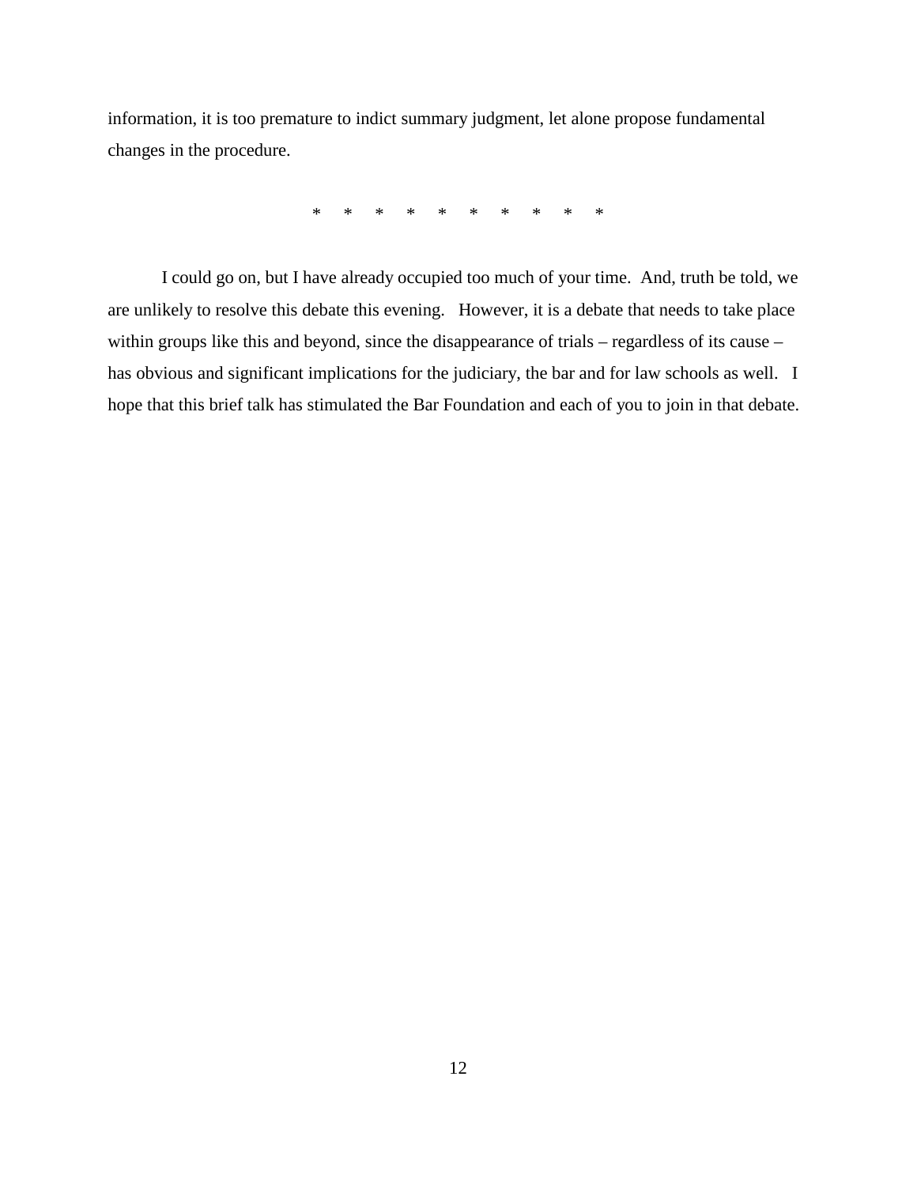information, it is too premature to indict summary judgment, let alone propose fundamental changes in the procedure.

* * * * * * * * * *

I could go on, but I have already occupied too much of your time. And, truth be told, we are unlikely to resolve this debate this evening. However, it is a debate that needs to take place within groups like this and beyond, since the disappearance of trials – regardless of its cause – has obvious and significant implications for the judiciary, the bar and for law schools as well. I hope that this brief talk has stimulated the Bar Foundation and each of you to join in that debate.